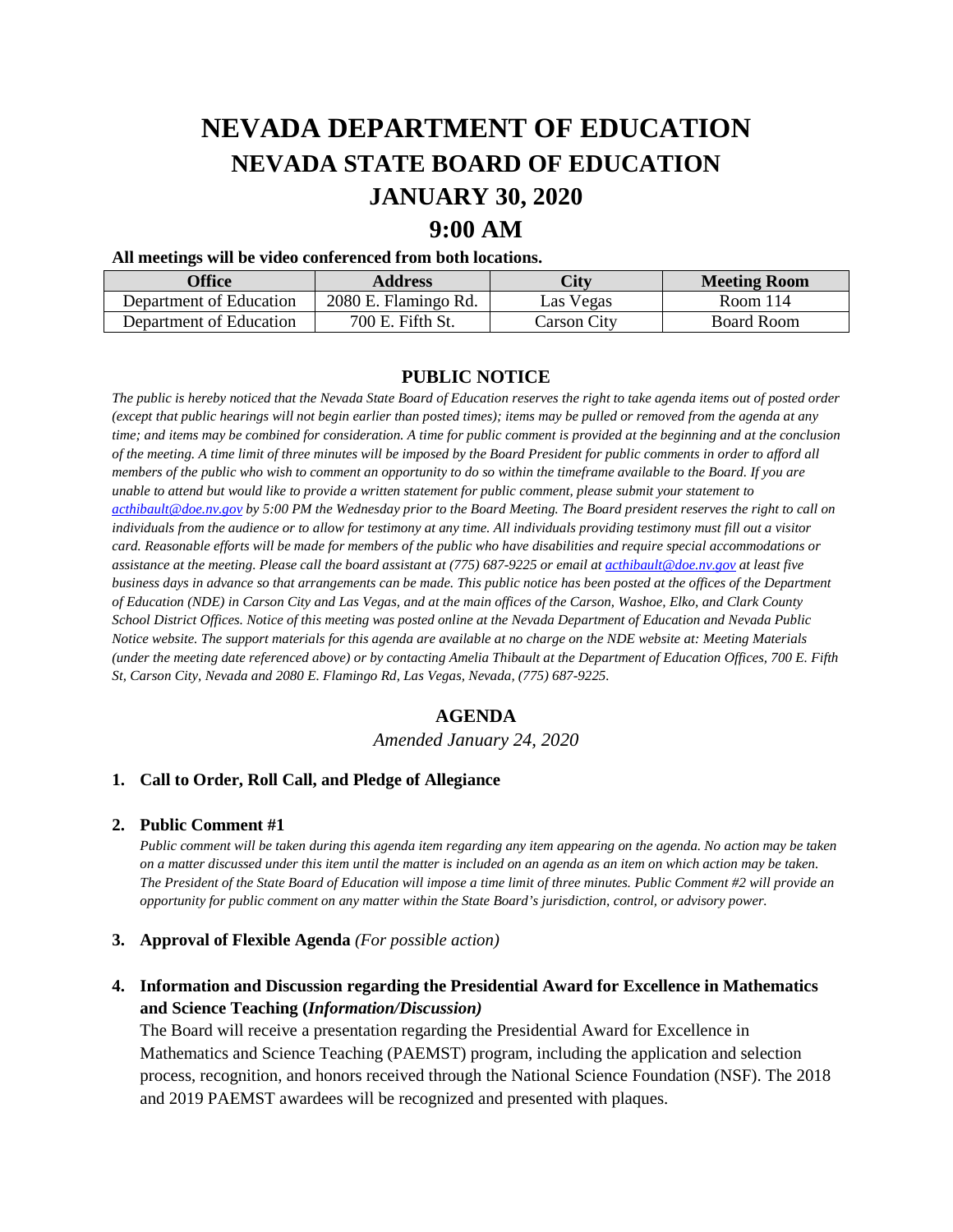# NEVADA DEPARTMENT OF EDUCATION
## NEVADA STATE BOARD OF EDUCATION
## JANUARY 30, 2020
## 9:00 AM

**All meetings will be video conferenced from both locations.**

| Office | Address | City | Meeting Room |
|---|---|---|---|
| Department of Education | 2080 E. Flamingo Rd. | Las Vegas | Room 114 |
| Department of Education | 700 E. Fifth St. | Carson City | Board Room |

### PUBLIC NOTICE

*The public is hereby noticed that the Nevada State Board of Education reserves the right to take agenda items out of posted order (except that public hearings will not begin earlier than posted times); items may be pulled or removed from the agenda at any time; and items may be combined for consideration. A time for public comment is provided at the beginning and at the conclusion of the meeting. A time limit of three minutes will be imposed by the Board President for public comments in order to afford all members of the public who wish to comment an opportunity to do so within the timeframe available to the Board. If you are unable to attend but would like to provide a written statement for public comment, please submit your statement to acthibault@doe.nv.gov by 5:00 PM the Wednesday prior to the Board Meeting. The Board president reserves the right to call on individuals from the audience or to allow for testimony at any time. All individuals providing testimony must fill out a visitor card. Reasonable efforts will be made for members of the public who have disabilities and require special accommodations or assistance at the meeting. Please call the board assistant at (775) 687-9225 or email at acthibault@doe.nv.gov at least five business days in advance so that arrangements can be made. This public notice has been posted at the offices of the Department of Education (NDE) in Carson City and Las Vegas, and at the main offices of the Carson, Washoe, Elko, and Clark County School District Offices. Notice of this meeting was posted online at the Nevada Department of Education and Nevada Public Notice website. The support materials for this agenda are available at no charge on the NDE website at: Meeting Materials (under the meeting date referenced above) or by contacting Amelia Thibault at the Department of Education Offices, 700 E. Fifth St, Carson City, Nevada and 2080 E. Flamingo Rd, Las Vegas, Nevada, (775) 687-9225.*

### AGENDA

*Amended January 24, 2020*

**1. Call to Order, Roll Call, and Pledge of Allegiance**

**2. Public Comment #1**

*Public comment will be taken during this agenda item regarding any item appearing on the agenda. No action may be taken on a matter discussed under this item until the matter is included on an agenda as an item on which action may be taken. The President of the State Board of Education will impose a time limit of three minutes. Public Comment #2 will provide an opportunity for public comment on any matter within the State Board's jurisdiction, control, or advisory power.*

**3. Approval of Flexible Agenda** *(For possible action)*

**4. Information and Discussion regarding the Presidential Award for Excellence in Mathematics and Science Teaching (*Information/Discussion)***

The Board will receive a presentation regarding the Presidential Award for Excellence in Mathematics and Science Teaching (PAEMST) program, including the application and selection process, recognition, and honors received through the National Science Foundation (NSF). The 2018 and 2019 PAEMST awardees will be recognized and presented with plaques.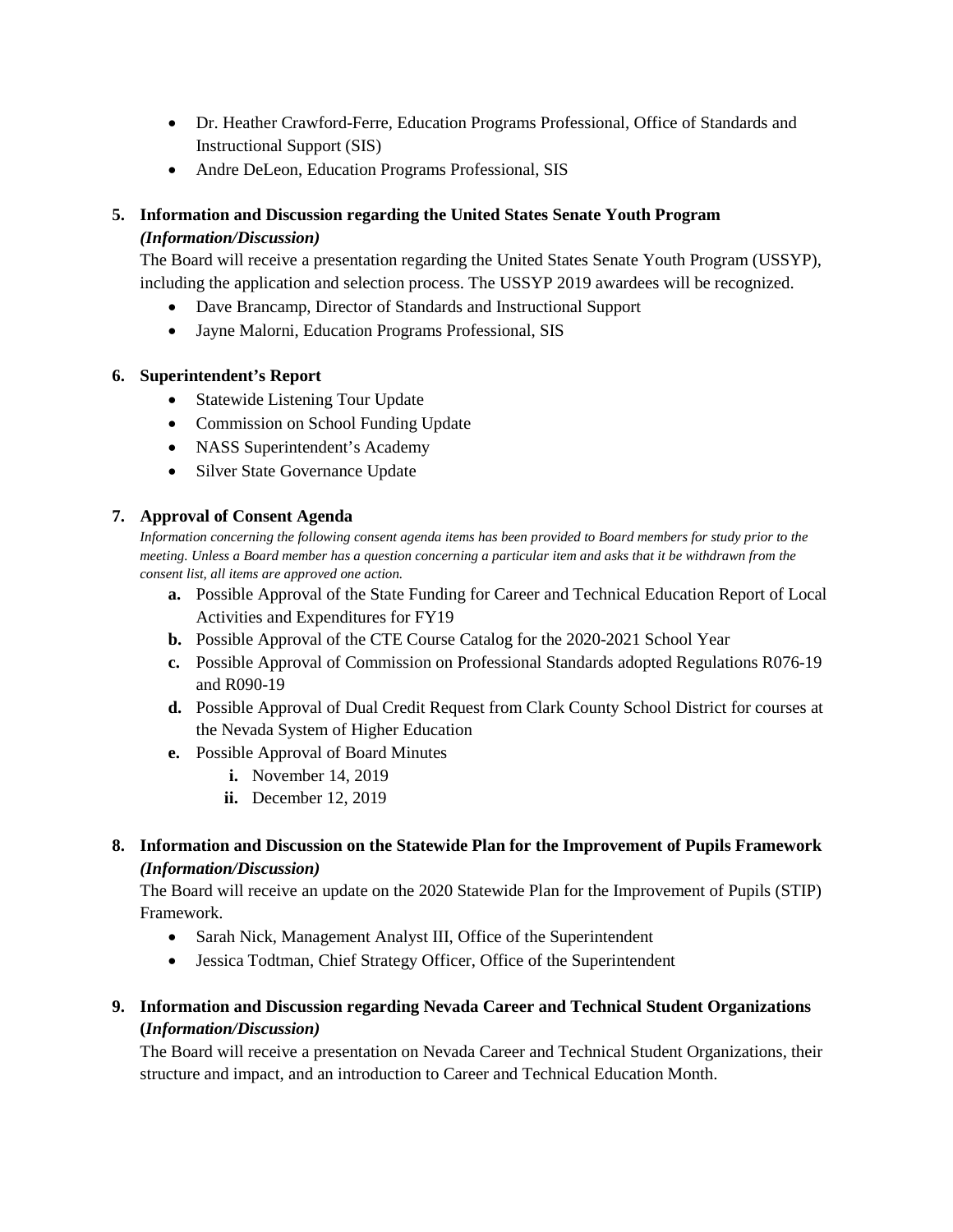- Dr. Heather Crawford-Ferre, Education Programs Professional, Office of Standards and Instructional Support (SIS)
- Andre DeLeon, Education Programs Professional, SIS

**5. Information and Discussion regarding the United States Senate Youth Program *(Information/Discussion)***

The Board will receive a presentation regarding the United States Senate Youth Program (USSYP), including the application and selection process. The USSYP 2019 awardees will be recognized.

- Dave Brancamp, Director of Standards and Instructional Support
- Jayne Malorni, Education Programs Professional, SIS

**6. Superintendent's Report**

- Statewide Listening Tour Update
- Commission on School Funding Update
- NASS Superintendent's Academy
- Silver State Governance Update

**7. Approval of Consent Agenda**

*Information concerning the following consent agenda items has been provided to Board members for study prior to the meeting. Unless a Board member has a question concerning a particular item and asks that it be withdrawn from the consent list, all items are approved one action.*

- **a.** Possible Approval of the State Funding for Career and Technical Education Report of Local Activities and Expenditures for FY19
- **b.** Possible Approval of the CTE Course Catalog for the 2020-2021 School Year
- **c.** Possible Approval of Commission on Professional Standards adopted Regulations R076-19 and R090-19
- **d.** Possible Approval of Dual Credit Request from Clark County School District for courses at the Nevada System of Higher Education
- **e.** Possible Approval of Board Minutes
  - **i.** November 14, 2019
  - **ii.** December 12, 2019

**8. Information and Discussion on the Statewide Plan for the Improvement of Pupils Framework *(Information/Discussion)***

The Board will receive an update on the 2020 Statewide Plan for the Improvement of Pupils (STIP) Framework.

- Sarah Nick, Management Analyst III, Office of the Superintendent
- Jessica Todtman, Chief Strategy Officer, Office of the Superintendent

**9. Information and Discussion regarding Nevada Career and Technical Student Organizations (*Information/Discussion)***

The Board will receive a presentation on Nevada Career and Technical Student Organizations, their structure and impact, and an introduction to Career and Technical Education Month.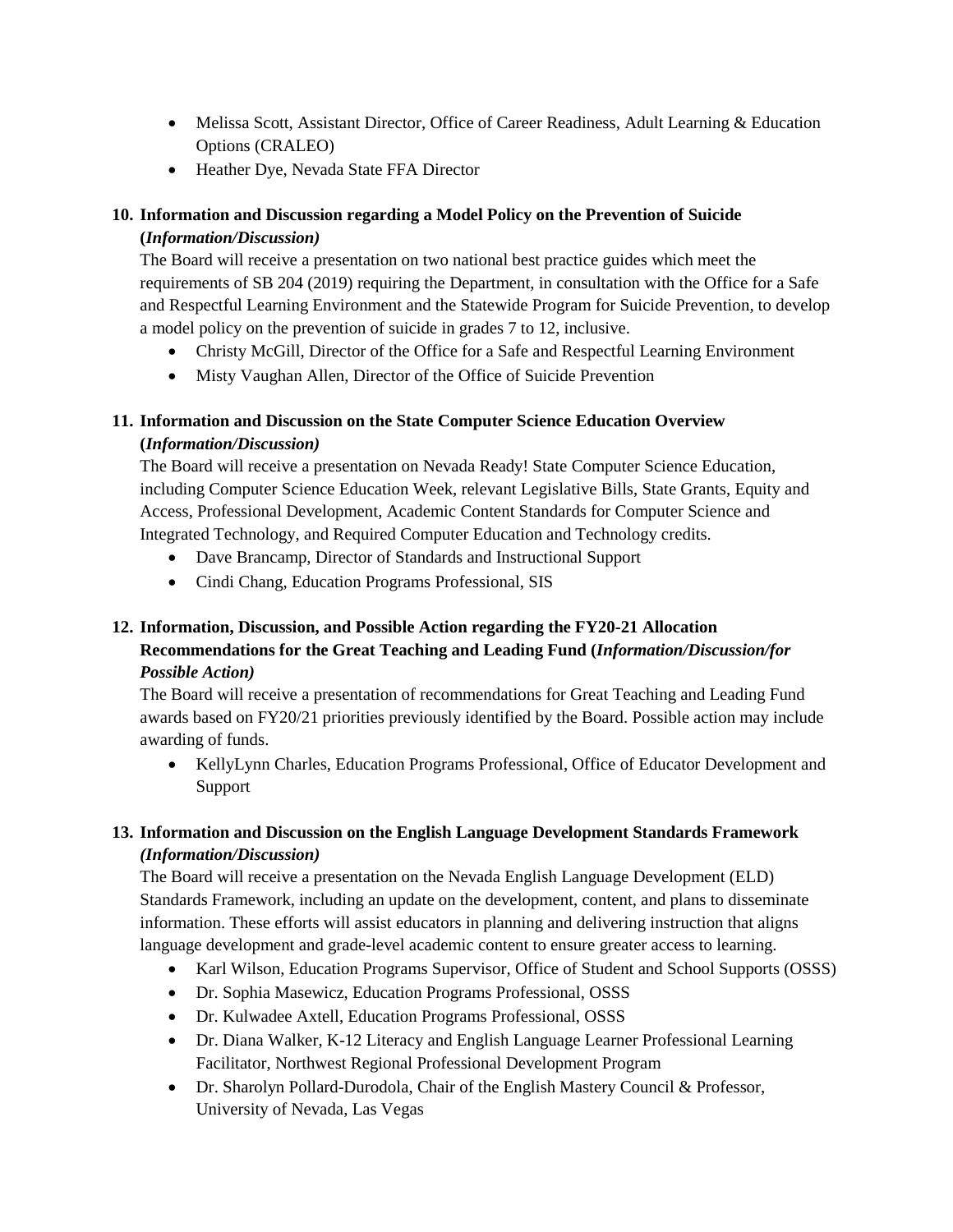- Melissa Scott, Assistant Director, Office of Career Readiness, Adult Learning & Education Options (CRALEO)
- Heather Dye, Nevada State FFA Director

**10. Information and Discussion regarding a Model Policy on the Prevention of Suicide (*Information/Discussion)***

The Board will receive a presentation on two national best practice guides which meet the requirements of SB 204 (2019) requiring the Department, in consultation with the Office for a Safe and Respectful Learning Environment and the Statewide Program for Suicide Prevention, to develop a model policy on the prevention of suicide in grades 7 to 12, inclusive.

- Christy McGill, Director of the Office for a Safe and Respectful Learning Environment
- Misty Vaughan Allen, Director of the Office of Suicide Prevention

**11. Information and Discussion on the State Computer Science Education Overview (*Information/Discussion)***

The Board will receive a presentation on Nevada Ready! State Computer Science Education, including Computer Science Education Week, relevant Legislative Bills, State Grants, Equity and Access, Professional Development, Academic Content Standards for Computer Science and Integrated Technology, and Required Computer Education and Technology credits.

- Dave Brancamp, Director of Standards and Instructional Support
- Cindi Chang, Education Programs Professional, SIS

**12. Information, Discussion, and Possible Action regarding the FY20-21 Allocation Recommendations for the Great Teaching and Leading Fund (*Information/Discussion/for Possible Action)***

The Board will receive a presentation of recommendations for Great Teaching and Leading Fund awards based on FY20/21 priorities previously identified by the Board. Possible action may include awarding of funds.

- KellyLynn Charles, Education Programs Professional, Office of Educator Development and Support

**13. Information and Discussion on the English Language Development Standards Framework *(Information/Discussion)***

The Board will receive a presentation on the Nevada English Language Development (ELD) Standards Framework, including an update on the development, content, and plans to disseminate information. These efforts will assist educators in planning and delivering instruction that aligns language development and grade-level academic content to ensure greater access to learning.

- Karl Wilson, Education Programs Supervisor, Office of Student and School Supports (OSSS)
- Dr. Sophia Masewicz, Education Programs Professional, OSSS
- Dr. Kulwadee Axtell, Education Programs Professional, OSSS
- Dr. Diana Walker, K-12 Literacy and English Language Learner Professional Learning Facilitator, Northwest Regional Professional Development Program
- Dr. Sharolyn Pollard-Durodola, Chair of the English Mastery Council & Professor, University of Nevada, Las Vegas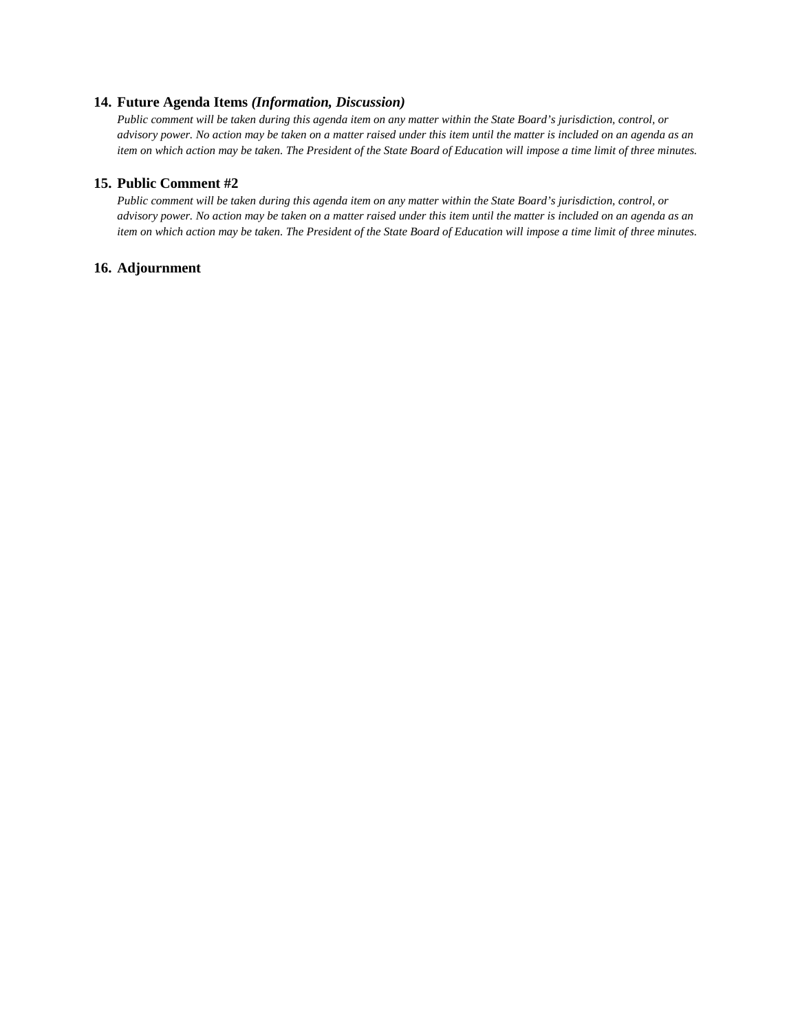14. **Future Agenda Items** ***(Information, Discussion)***

    *Public comment will be taken during this agenda item on any matter within the State Board's jurisdiction, control, or advisory power. No action may be taken on a matter raised under this item until the matter is included on an agenda as an item on which action may be taken. The President of the State Board of Education will impose a time limit of three minutes.*

15. **Public Comment #2**

    *Public comment will be taken during this agenda item on any matter within the State Board's jurisdiction, control, or advisory power. No action may be taken on a matter raised under this item until the matter is included on an agenda as an item on which action may be taken. The President of the State Board of Education will impose a time limit of three minutes.*

16. **Adjournment**